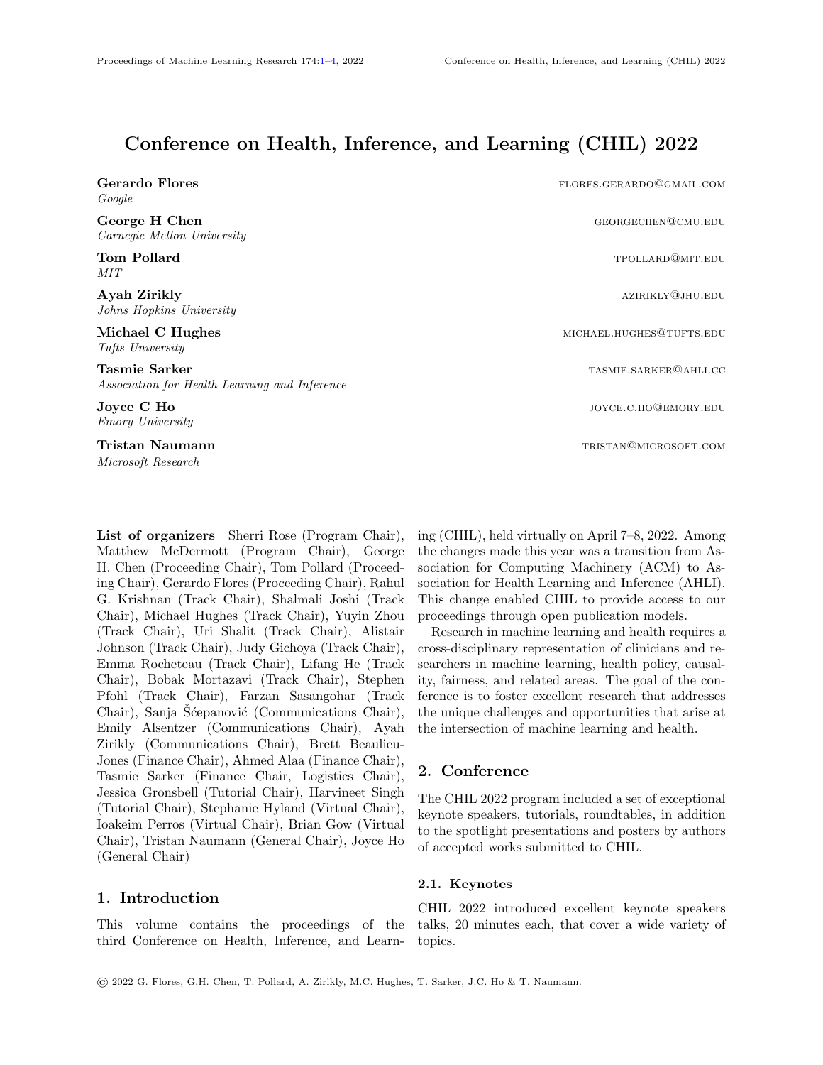# Conference on Health, Inference, and Learning (CHIL) 2022

**Gerardo Flores** FLORES.GERARDO@GMAIL.COM
*Google*

**George H Chen** GEORGECHEN@CMU.EDU
*Carnegie Mellon University*

**Tom Pollard** TPOLLARD@MIT.EDU
*MIT*

**Ayah Zirikly** AZIRIKLY@JHU.EDU
*Johns Hopkins University*

**Michael C Hughes** MICHAEL.HUGHES@TUFTS.EDU
*Tufts University*

**Tasmie Sarker** TASMIE.SARKER@AHLI.CC
*Association for Health Learning and Inference*

**Joyce C Ho** JOYCE.C.HO@EMORY.EDU
*Emory University*

**Tristan Naumann** TRISTAN@MICROSOFT.COM
*Microsoft Research*

**List of organizers** Sherri Rose (Program Chair), Matthew McDermott (Program Chair), George H. Chen (Proceeding Chair), Tom Pollard (Proceeding Chair), Gerardo Flores (Proceeding Chair), Rahul G. Krishnan (Track Chair), Shalmali Joshi (Track Chair), Michael Hughes (Track Chair), Yuyin Zhou (Track Chair), Uri Shalit (Track Chair), Alistair Johnson (Track Chair), Judy Gichoya (Track Chair), Emma Rocheteau (Track Chair), Lifang He (Track Chair), Bobak Mortazavi (Track Chair), Stephen Pfohl (Track Chair), Farzan Sasangohar (Track Chair), Sanja Šćepanović (Communications Chair), Emily Alsentzer (Communications Chair), Ayah Zirikly (Communications Chair), Brett Beaulieu-Jones (Finance Chair), Ahmed Alaa (Finance Chair), Tasmie Sarker (Finance Chair, Logistics Chair), Jessica Gronsbell (Tutorial Chair), Harvineet Singh (Tutorial Chair), Stephanie Hyland (Virtual Chair), Ioakeim Perros (Virtual Chair), Brian Gow (Virtual Chair), Tristan Naumann (General Chair), Joyce Ho (General Chair)

## 1. Introduction

This volume contains the proceedings of the third Conference on Health, Inference, and Learning (CHIL), held virtually on April 7–8, 2022. Among the changes made this year was a transition from Association for Computing Machinery (ACM) to Association for Health Learning and Inference (AHLI). This change enabled CHIL to provide access to our proceedings through open publication models.

Research in machine learning and health requires a cross-disciplinary representation of clinicians and researchers in machine learning, health policy, causality, fairness, and related areas. The goal of the conference is to foster excellent research that addresses the unique challenges and opportunities that arise at the intersection of machine learning and health.

## 2. Conference

The CHIL 2022 program included a set of exceptional keynote speakers, tutorials, roundtables, in addition to the spotlight presentations and posters by authors of accepted works submitted to CHIL.

### 2.1. Keynotes

CHIL 2022 introduced excellent keynote speakers talks, 20 minutes each, that cover a wide variety of topics.

© 2022 G. Flores, G.H. Chen, T. Pollard, A. Zirikly, M.C. Hughes, T. Sarker, J.C. Ho & T. Naumann.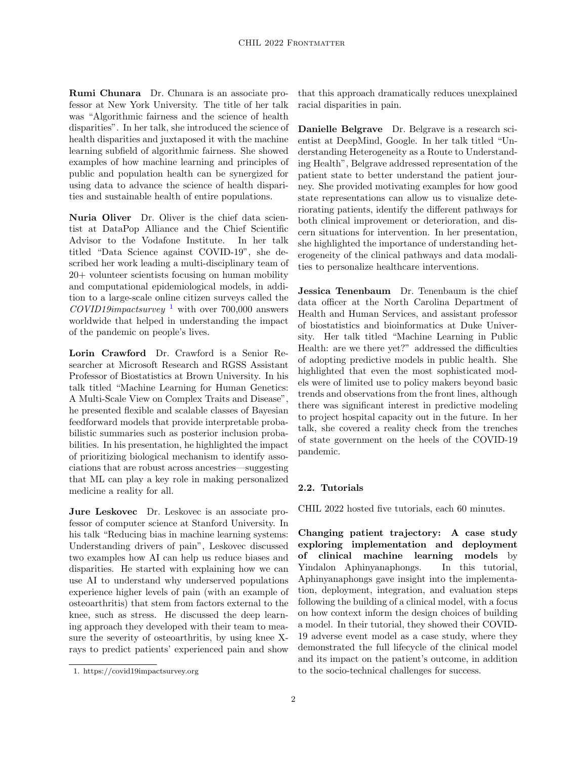**Rumi Chunara** Dr. Chunara is an associate professor at New York University. The title of her talk was "Algorithmic fairness and the science of health disparities". In her talk, she introduced the science of health disparities and juxtaposed it with the machine learning subfield of algorithmic fairness. She showed examples of how machine learning and principles of public and population health can be synergized for using data to advance the science of health disparities and sustainable health of entire populations.

**Nuria Oliver** Dr. Oliver is the chief data scientist at DataPop Alliance and the Chief Scientific Advisor to the Vodafone Institute. In her talk titled "Data Science against COVID-19", she described her work leading a multi-disciplinary team of 20+ volunteer scientists focusing on human mobility and computational epidemiological models, in addition to a large-scale online citizen surveys called the *COVID19impactsurvey* [1] with over 700,000 answers worldwide that helped in understanding the impact of the pandemic on people's lives.

**Lorin Crawford** Dr. Crawford is a Senior Researcher at Microsoft Research and RGSS Assistant Professor of Biostatistics at Brown University. In his talk titled "Machine Learning for Human Genetics: A Multi-Scale View on Complex Traits and Disease", he presented flexible and scalable classes of Bayesian feedforward models that provide interpretable probabilistic summaries such as posterior inclusion probabilities. In his presentation, he highlighted the impact of prioritizing biological mechanism to identify associations that are robust across ancestries—suggesting that ML can play a key role in making personalized medicine a reality for all.

**Jure Leskovec** Dr. Leskovec is an associate professor of computer science at Stanford University. In his talk "Reducing bias in machine learning systems: Understanding drivers of pain", Leskovec discussed two examples how AI can help us reduce biases and disparities. He started with explaining how we can use AI to understand why underserved populations experience higher levels of pain (with an example of osteoarthritis) that stem from factors external to the knee, such as stress. He discussed the deep learning approach they developed with their team to measure the severity of osteoarthritis, by using knee X-rays to predict patients' experienced pain and show that this approach dramatically reduces unexplained racial disparities in pain.

**Danielle Belgrave** Dr. Belgrave is a research scientist at DeepMind, Google. In her talk titled "Understanding Heterogeneity as a Route to Understanding Health", Belgrave addressed representation of the patient state to better understand the patient journey. She provided motivating examples for how good state representations can allow us to visualize deteriorating patients, identify the different pathways for both clinical improvement or deterioration, and discern situations for intervention. In her presentation, she highlighted the importance of understanding heterogeneity of the clinical pathways and data modalities to personalize healthcare interventions.

**Jessica Tenenbaum** Dr. Tenenbaum is the chief data officer at the North Carolina Department of Health and Human Services, and assistant professor of biostatistics and bioinformatics at Duke University. Her talk titled "Machine Learning in Public Health: are we there yet?" addressed the difficulties of adopting predictive models in public health. She highlighted that even the most sophisticated models were of limited use to policy makers beyond basic trends and observations from the front lines, although there was significant interest in predictive modeling to project hospital capacity out in the future. In her talk, she covered a reality check from the trenches of state government on the heels of the COVID-19 pandemic.

### 2.2. Tutorials

CHIL 2022 hosted five tutorials, each 60 minutes.

**Changing patient trajectory: A case study exploring implementation and deployment of clinical machine learning models** by Yindalon Aphinyanaphongs. In this tutorial, Aphinyanaphongs gave insight into the implementation, deployment, integration, and evaluation steps following the building of a clinical model, with a focus on how context inform the design choices of building a model. In their tutorial, they showed their COVID-19 adverse event model as a case study, where they demonstrated the full lifecycle of the clinical model and its impact on the patient's outcome, in addition to the socio-technical challenges for success.

1. https://covid19impactsurvey.org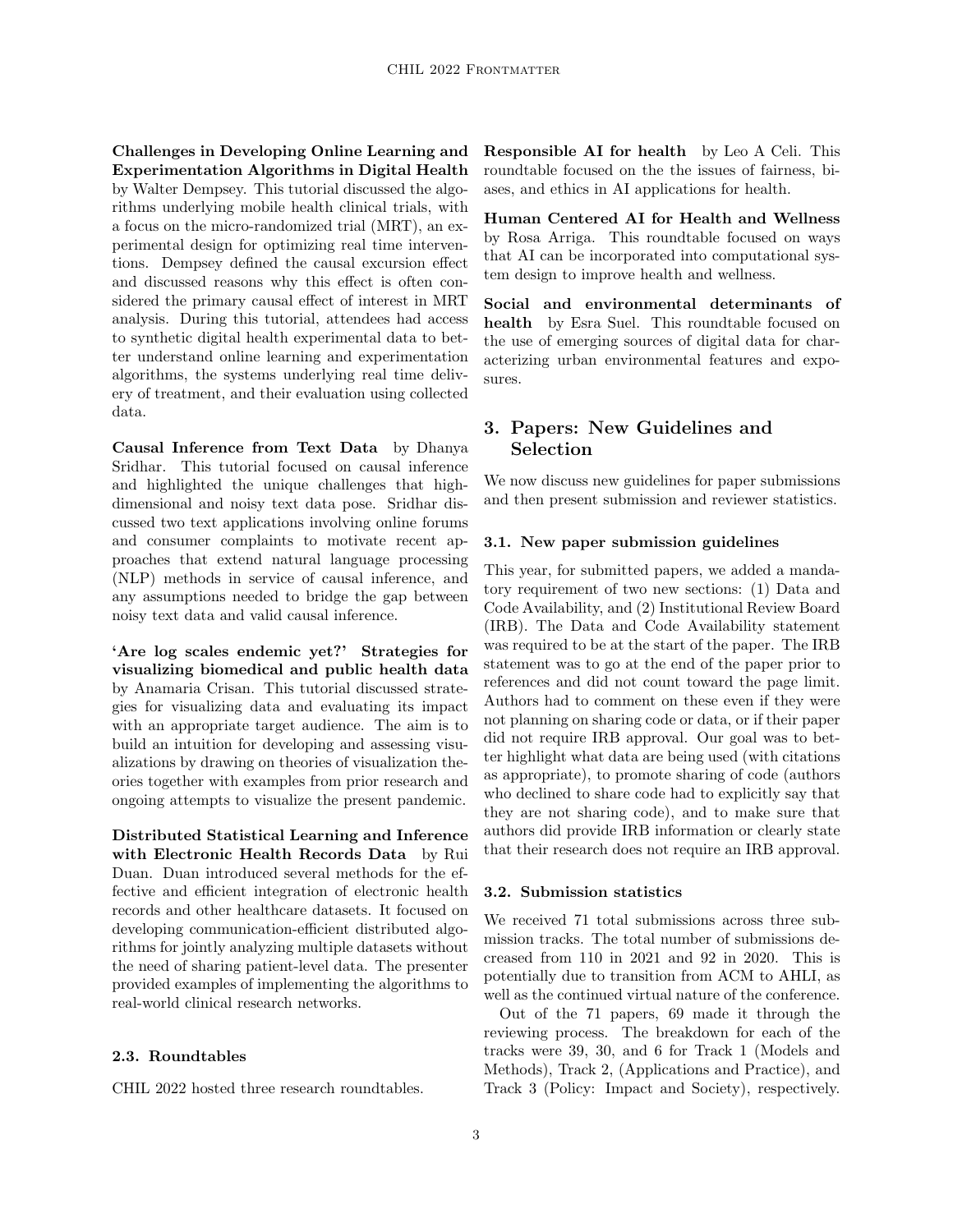**Challenges in Developing Online Learning and Experimentation Algorithms in Digital Health** by Walter Dempsey. This tutorial discussed the algorithms underlying mobile health clinical trials, with a focus on the micro-randomized trial (MRT), an experimental design for optimizing real time interventions. Dempsey defined the causal excursion effect and discussed reasons why this effect is often considered the primary causal effect of interest in MRT analysis. During this tutorial, attendees had access to synthetic digital health experimental data to better understand online learning and experimentation algorithms, the systems underlying real time delivery of treatment, and their evaluation using collected data.

**Causal Inference from Text Data** by Dhanya Sridhar. This tutorial focused on causal inference and highlighted the unique challenges that high-dimensional and noisy text data pose. Sridhar discussed two text applications involving online forums and consumer complaints to motivate recent approaches that extend natural language processing (NLP) methods in service of causal inference, and any assumptions needed to bridge the gap between noisy text data and valid causal inference.

**'Are log scales endemic yet?' Strategies for visualizing biomedical and public health data** by Anamaria Crisan. This tutorial discussed strategies for visualizing data and evaluating its impact with an appropriate target audience. The aim is to build an intuition for developing and assessing visualizations by drawing on theories of visualization theories together with examples from prior research and ongoing attempts to visualize the present pandemic.

**Distributed Statistical Learning and Inference with Electronic Health Records Data** by Rui Duan. Duan introduced several methods for the effective and efficient integration of electronic health records and other healthcare datasets. It focused on developing communication-efficient distributed algorithms for jointly analyzing multiple datasets without the need of sharing patient-level data. The presenter provided examples of implementing the algorithms to real-world clinical research networks.

### 2.3. Roundtables

CHIL 2022 hosted three research roundtables.

**Responsible AI for health** by Leo A Celi. This roundtable focused on the the issues of fairness, biases, and ethics in AI applications for health.

**Human Centered AI for Health and Wellness** by Rosa Arriga. This roundtable focused on ways that AI can be incorporated into computational system design to improve health and wellness.

**Social and environmental determinants of health** by Esra Suel. This roundtable focused on the use of emerging sources of digital data for characterizing urban environmental features and exposures.

## 3. Papers: New Guidelines and Selection

We now discuss new guidelines for paper submissions and then present submission and reviewer statistics.

### 3.1. New paper submission guidelines

This year, for submitted papers, we added a mandatory requirement of two new sections: (1) Data and Code Availability, and (2) Institutional Review Board (IRB). The Data and Code Availability statement was required to be at the start of the paper. The IRB statement was to go at the end of the paper prior to references and did not count toward the page limit. Authors had to comment on these even if they were not planning on sharing code or data, or if their paper did not require IRB approval. Our goal was to better highlight what data are being used (with citations as appropriate), to promote sharing of code (authors who declined to share code had to explicitly say that they are not sharing code), and to make sure that authors did provide IRB information or clearly state that their research does not require an IRB approval.

### 3.2. Submission statistics

We received 71 total submissions across three submission tracks. The total number of submissions decreased from 110 in 2021 and 92 in 2020. This is potentially due to transition from ACM to AHLI, as well as the continued virtual nature of the conference.

Out of the 71 papers, 69 made it through the reviewing process. The breakdown for each of the tracks were 39, 30, and 6 for Track 1 (Models and Methods), Track 2, (Applications and Practice), and Track 3 (Policy: Impact and Society), respectively.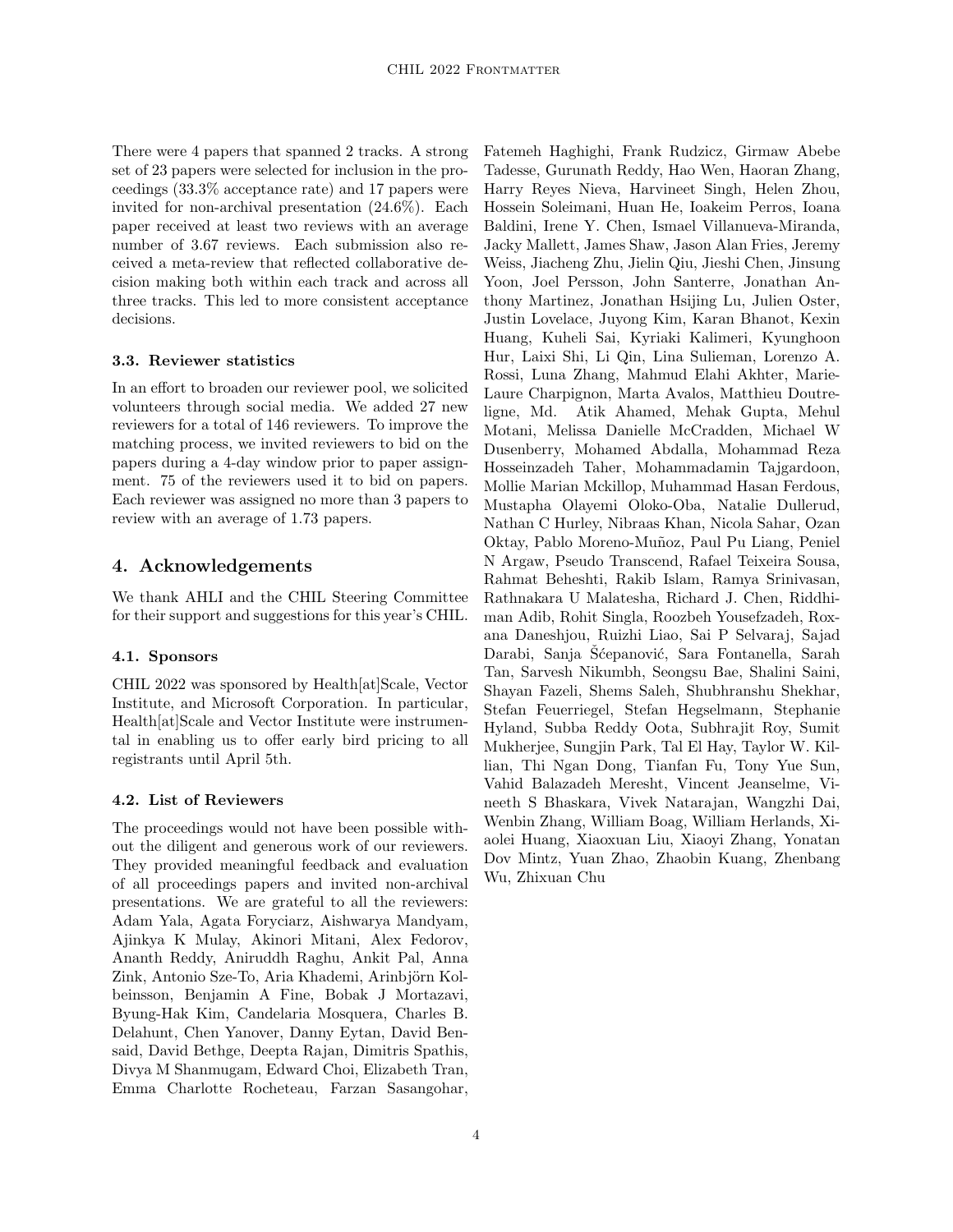There were 4 papers that spanned 2 tracks. A strong set of 23 papers were selected for inclusion in the proceedings (33.3% acceptance rate) and 17 papers were invited for non-archival presentation (24.6%). Each paper received at least two reviews with an average number of 3.67 reviews. Each submission also received a meta-review that reflected collaborative decision making both within each track and across all three tracks. This led to more consistent acceptance decisions.

### 3.3. Reviewer statistics

In an effort to broaden our reviewer pool, we solicited volunteers through social media. We added 27 new reviewers for a total of 146 reviewers. To improve the matching process, we invited reviewers to bid on the papers during a 4-day window prior to paper assignment. 75 of the reviewers used it to bid on papers. Each reviewer was assigned no more than 3 papers to review with an average of 1.73 papers.

## 4. Acknowledgements

We thank AHLI and the CHIL Steering Committee for their support and suggestions for this year's CHIL.

### 4.1. Sponsors

CHIL 2022 was sponsored by Health[at]Scale, Vector Institute, and Microsoft Corporation. In particular, Health[at]Scale and Vector Institute were instrumental in enabling us to offer early bird pricing to all registrants until April 5th.

### 4.2. List of Reviewers

The proceedings would not have been possible without the diligent and generous work of our reviewers. They provided meaningful feedback and evaluation of all proceedings papers and invited non-archival presentations. We are grateful to all the reviewers: Adam Yala, Agata Foryciarz, Aishwarya Mandyam, Ajinkya K Mulay, Akinori Mitani, Alex Fedorov, Ananth Reddy, Aniruddh Raghu, Ankit Pal, Anna Zink, Antonio Sze-To, Aria Khademi, Arinbjörn Kolbeinsson, Benjamin A Fine, Bobak J Mortazavi, Byung-Hak Kim, Candelaria Mosquera, Charles B. Delahunt, Chen Yanover, Danny Eytan, David Bensaid, David Bethge, Deepta Rajan, Dimitris Spathis, Divya M Shanmugam, Edward Choi, Elizabeth Tran, Emma Charlotte Rocheteau, Farzan Sasangohar, Fatemeh Haghighi, Frank Rudzicz, Girmaw Abebe Tadesse, Gurunath Reddy, Hao Wen, Haoran Zhang, Harry Reyes Nieva, Harvineet Singh, Helen Zhou, Hossein Soleimani, Huan He, Ioakeim Perros, Ioana Baldini, Irene Y. Chen, Ismael Villanueva-Miranda, Jacky Mallett, James Shaw, Jason Alan Fries, Jeremy Weiss, Jiacheng Zhu, Jielin Qiu, Jieshi Chen, Jinsung Yoon, Joel Persson, John Santerre, Jonathan Anthony Martinez, Jonathan Hsijing Lu, Julien Oster, Justin Lovelace, Juyong Kim, Karan Bhanot, Kexin Huang, Kuheli Sai, Kyriaki Kalimeri, Kyunghoon Hur, Laixi Shi, Li Qin, Lina Sulieman, Lorenzo A. Rossi, Luna Zhang, Mahmud Elahi Akhter, Marie-Laure Charpignon, Marta Avalos, Matthieu Doutreligne, Md. Atik Ahamed, Mehak Gupta, Mehul Motani, Melissa Danielle McCradden, Michael W Dusenberry, Mohamed Abdalla, Mohammad Reza Hosseinzadeh Taher, Mohammadamin Tajgardoon, Mollie Marian Mckillop, Muhammad Hasan Ferdous, Mustapha Olayemi Oloko-Oba, Natalie Dullerud, Nathan C Hurley, Nibraas Khan, Nicola Sahar, Ozan Oktay, Pablo Moreno-Muñoz, Paul Pu Liang, Peniel N Argaw, Pseudo Transcend, Rafael Teixeira Sousa, Rahmat Beheshti, Rakib Islam, Ramya Srinivasan, Rathnakara U Malatesha, Richard J. Chen, Riddhiman Adib, Rohit Singla, Roozbeh Yousefzadeh, Roxana Daneshjou, Ruizhi Liao, Sai P Selvaraj, Sajad Darabi, Sanja Šćepanović, Sara Fontanella, Sarah Tan, Sarvesh Nikumbh, Seongsu Bae, Shalini Saini, Shayan Fazeli, Shems Saleh, Shubhranshu Shekhar, Stefan Feuerriegel, Stefan Hegselmann, Stephanie Hyland, Subba Reddy Oota, Subhrajit Roy, Sumit Mukherjee, Sungjin Park, Tal El Hay, Taylor W. Killian, Thi Ngan Dong, Tianfan Fu, Tony Yue Sun, Vahid Balazadeh Meresht, Vincent Jeanselme, Vineeth S Bhaskara, Vivek Natarajan, Wangzhi Dai, Wenbin Zhang, William Boag, William Herlands, Xiaolei Huang, Xiaoxuan Liu, Xiaoyi Zhang, Yonatan Dov Mintz, Yuan Zhao, Zhaobin Kuang, Zhenbang Wu, Zhixuan Chu